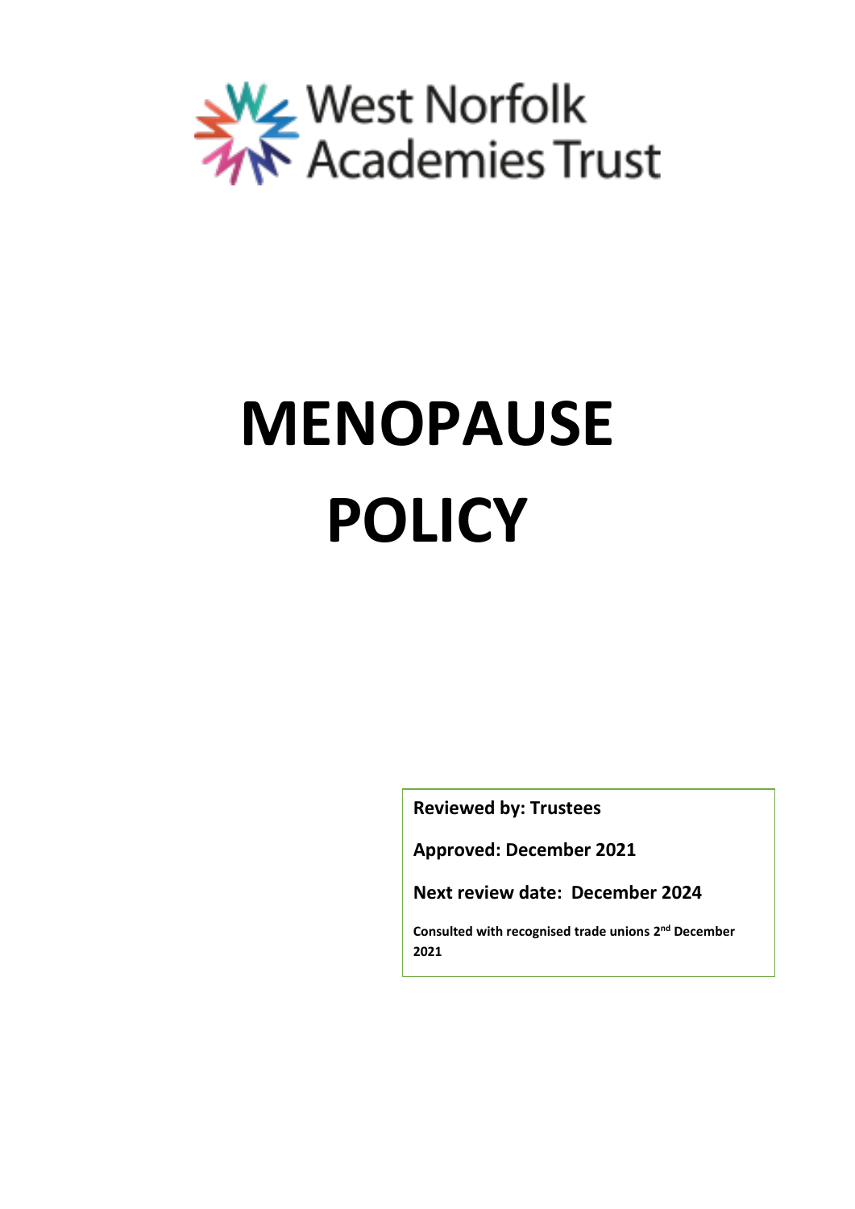West Norfolk Academies Trust

# MENOPAUSE POLICY

**Reviewed by: Trustees**

**Approved: December 2021**

**Next review date: December 2024**

**Consulted with recognised trade unions 2nd December 2021**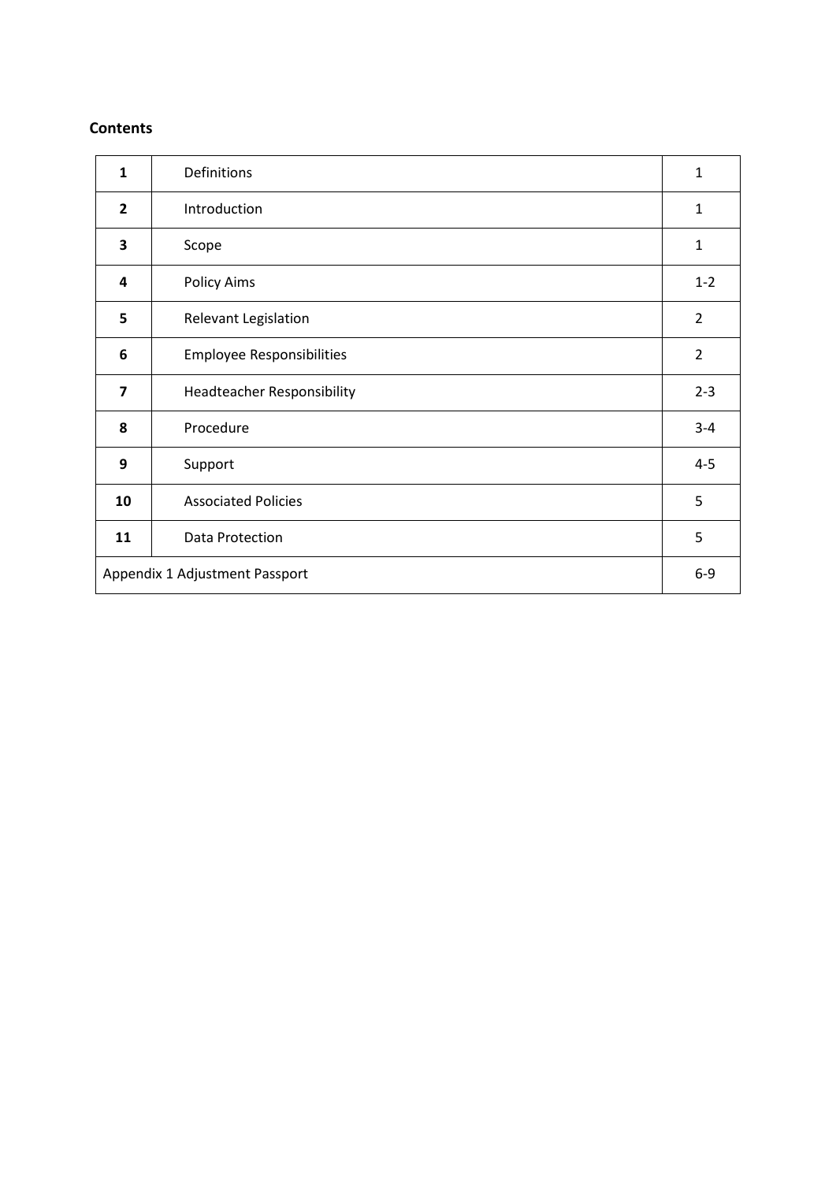**Contents**

| | | |
|---|---|---|
| **1** | Definitions | 1 |
| **2** | Introduction | 1 |
| **3** | Scope | 1 |
| **4** | Policy Aims | 1-2 |
| **5** | Relevant Legislation | 2 |
| **6** | Employee Responsibilities | 2 |
| **7** | Headteacher Responsibility | 2-3 |
| **8** | Procedure | 3-4 |
| **9** | Support | 4-5 |
| **10** | Associated Policies | 5 |
| **11** | Data Protection | 5 |
| Appendix 1 Adjustment Passport | | 6-9 |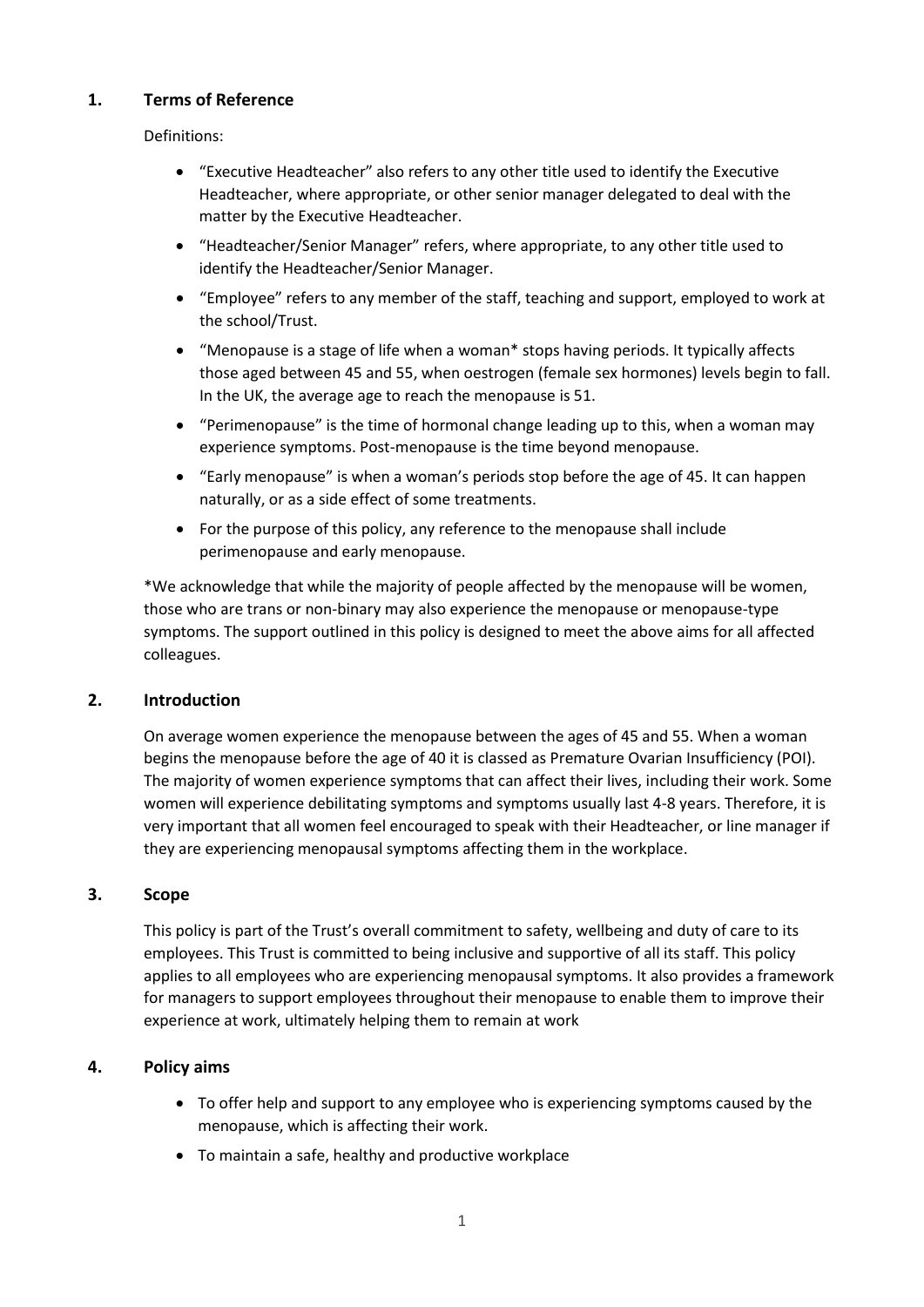## 1. Terms of Reference

Definitions:

- "Executive Headteacher" also refers to any other title used to identify the Executive Headteacher, where appropriate, or other senior manager delegated to deal with the matter by the Executive Headteacher.
- "Headteacher/Senior Manager" refers, where appropriate, to any other title used to identify the Headteacher/Senior Manager.
- "Employee" refers to any member of the staff, teaching and support, employed to work at the school/Trust.
- "Menopause is a stage of life when a woman* stops having periods. It typically affects those aged between 45 and 55, when oestrogen (female sex hormones) levels begin to fall. In the UK, the average age to reach the menopause is 51.
- "Perimenopause" is the time of hormonal change leading up to this, when a woman may experience symptoms. Post-menopause is the time beyond menopause.
- "Early menopause" is when a woman's periods stop before the age of 45. It can happen naturally, or as a side effect of some treatments.
- For the purpose of this policy, any reference to the menopause shall include perimenopause and early menopause.

*We acknowledge that while the majority of people affected by the menopause will be women, those who are trans or non-binary may also experience the menopause or menopause-type symptoms. The support outlined in this policy is designed to meet the above aims for all affected colleagues.

## 2. Introduction

On average women experience the menopause between the ages of 45 and 55. When a woman begins the menopause before the age of 40 it is classed as Premature Ovarian Insufficiency (POI). The majority of women experience symptoms that can affect their lives, including their work. Some women will experience debilitating symptoms and symptoms usually last 4-8 years. Therefore, it is very important that all women feel encouraged to speak with their Headteacher, or line manager if they are experiencing menopausal symptoms affecting them in the workplace.

## 3. Scope

This policy is part of the Trust's overall commitment to safety, wellbeing and duty of care to its employees. This Trust is committed to being inclusive and supportive of all its staff. This policy applies to all employees who are experiencing menopausal symptoms. It also provides a framework for managers to support employees throughout their menopause to enable them to improve their experience at work, ultimately helping them to remain at work

## 4. Policy aims

- To offer help and support to any employee who is experiencing symptoms caused by the menopause, which is affecting their work.
- To maintain a safe, healthy and productive workplace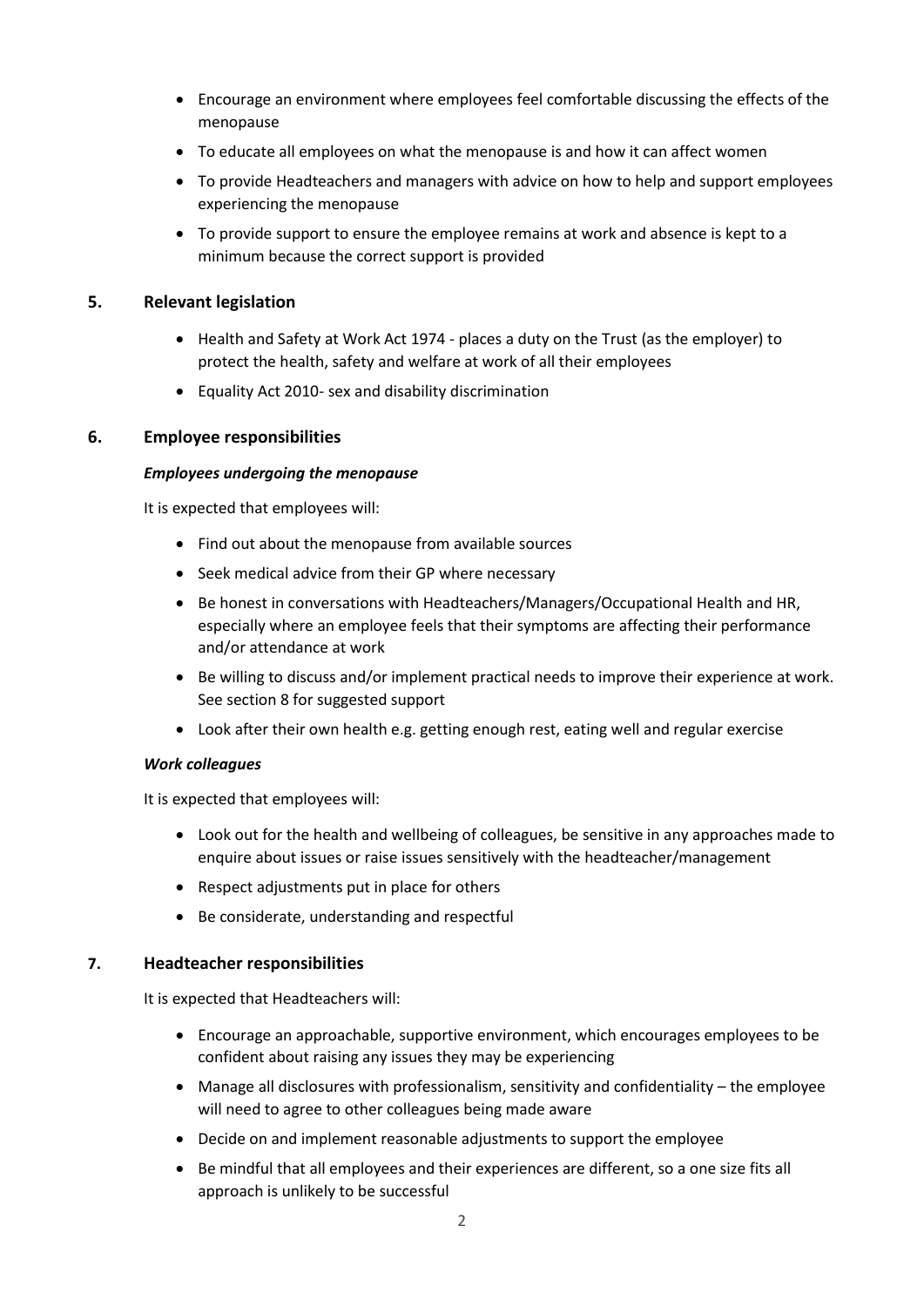- Encourage an environment where employees feel comfortable discussing the effects of the menopause
- To educate all employees on what the menopause is and how it can affect women
- To provide Headteachers and managers with advice on how to help and support employees experiencing the menopause
- To provide support to ensure the employee remains at work and absence is kept to a minimum because the correct support is provided

## 5. Relevant legislation

- Health and Safety at Work Act 1974 - places a duty on the Trust (as the employer) to protect the health, safety and welfare at work of all their employees
- Equality Act 2010- sex and disability discrimination

## 6. Employee responsibilities

***Employees undergoing the menopause***

It is expected that employees will:

- Find out about the menopause from available sources
- Seek medical advice from their GP where necessary
- Be honest in conversations with Headteachers/Managers/Occupational Health and HR, especially where an employee feels that their symptoms are affecting their performance and/or attendance at work
- Be willing to discuss and/or implement practical needs to improve their experience at work. See section 8 for suggested support
- Look after their own health e.g. getting enough rest, eating well and regular exercise

***Work colleagues***

It is expected that employees will:

- Look out for the health and wellbeing of colleagues, be sensitive in any approaches made to enquire about issues or raise issues sensitively with the headteacher/management
- Respect adjustments put in place for others
- Be considerate, understanding and respectful

## 7. Headteacher responsibilities

It is expected that Headteachers will:

- Encourage an approachable, supportive environment, which encourages employees to be confident about raising any issues they may be experiencing
- Manage all disclosures with professionalism, sensitivity and confidentiality – the employee will need to agree to other colleagues being made aware
- Decide on and implement reasonable adjustments to support the employee
- Be mindful that all employees and their experiences are different, so a one size fits all approach is unlikely to be successful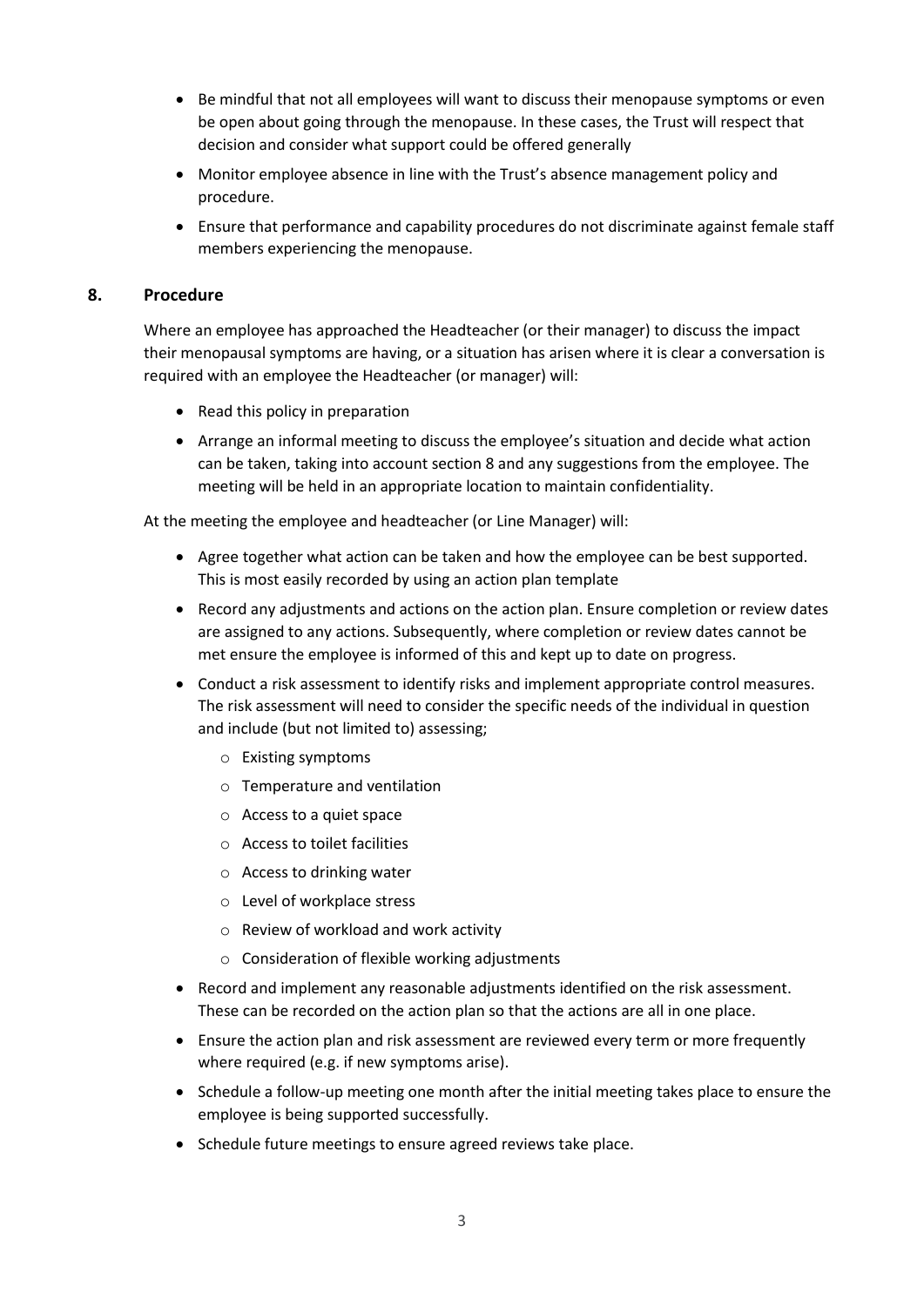- Be mindful that not all employees will want to discuss their menopause symptoms or even be open about going through the menopause. In these cases, the Trust will respect that decision and consider what support could be offered generally
- Monitor employee absence in line with the Trust's absence management policy and procedure.
- Ensure that performance and capability procedures do not discriminate against female staff members experiencing the menopause.

## 8. Procedure

Where an employee has approached the Headteacher (or their manager) to discuss the impact their menopausal symptoms are having, or a situation has arisen where it is clear a conversation is required with an employee the Headteacher (or manager) will:

- Read this policy in preparation
- Arrange an informal meeting to discuss the employee's situation and decide what action can be taken, taking into account section 8 and any suggestions from the employee. The meeting will be held in an appropriate location to maintain confidentiality.

At the meeting the employee and headteacher (or Line Manager) will:

- Agree together what action can be taken and how the employee can be best supported. This is most easily recorded by using an action plan template
- Record any adjustments and actions on the action plan. Ensure completion or review dates are assigned to any actions. Subsequently, where completion or review dates cannot be met ensure the employee is informed of this and kept up to date on progress.
- Conduct a risk assessment to identify risks and implement appropriate control measures. The risk assessment will need to consider the specific needs of the individual in question and include (but not limited to) assessing;
  - Existing symptoms
  - Temperature and ventilation
  - Access to a quiet space
  - Access to toilet facilities
  - Access to drinking water
  - Level of workplace stress
  - Review of workload and work activity
  - Consideration of flexible working adjustments
- Record and implement any reasonable adjustments identified on the risk assessment. These can be recorded on the action plan so that the actions are all in one place.
- Ensure the action plan and risk assessment are reviewed every term or more frequently where required (e.g. if new symptoms arise).
- Schedule a follow-up meeting one month after the initial meeting takes place to ensure the employee is being supported successfully.
- Schedule future meetings to ensure agreed reviews take place.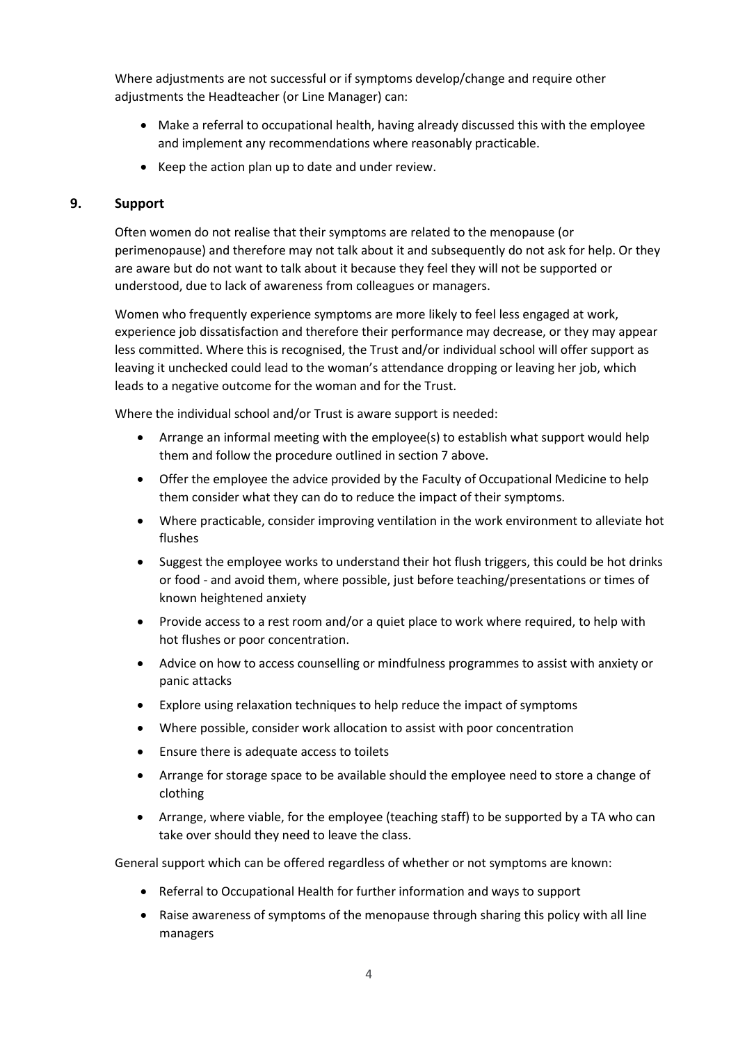Where adjustments are not successful or if symptoms develop/change and require other adjustments the Headteacher (or Line Manager) can:

- Make a referral to occupational health, having already discussed this with the employee and implement any recommendations where reasonably practicable.
- Keep the action plan up to date and under review.

## 9. Support

Often women do not realise that their symptoms are related to the menopause (or perimenopause) and therefore may not talk about it and subsequently do not ask for help. Or they are aware but do not want to talk about it because they feel they will not be supported or understood, due to lack of awareness from colleagues or managers.

Women who frequently experience symptoms are more likely to feel less engaged at work, experience job dissatisfaction and therefore their performance may decrease, or they may appear less committed. Where this is recognised, the Trust and/or individual school will offer support as leaving it unchecked could lead to the woman's attendance dropping or leaving her job, which leads to a negative outcome for the woman and for the Trust.

Where the individual school and/or Trust is aware support is needed:

- Arrange an informal meeting with the employee(s) to establish what support would help them and follow the procedure outlined in section 7 above.
- Offer the employee the advice provided by the Faculty of Occupational Medicine to help them consider what they can do to reduce the impact of their symptoms.
- Where practicable, consider improving ventilation in the work environment to alleviate hot flushes
- Suggest the employee works to understand their hot flush triggers, this could be hot drinks or food - and avoid them, where possible, just before teaching/presentations or times of known heightened anxiety
- Provide access to a rest room and/or a quiet place to work where required, to help with hot flushes or poor concentration.
- Advice on how to access counselling or mindfulness programmes to assist with anxiety or panic attacks
- Explore using relaxation techniques to help reduce the impact of symptoms
- Where possible, consider work allocation to assist with poor concentration
- Ensure there is adequate access to toilets
- Arrange for storage space to be available should the employee need to store a change of clothing
- Arrange, where viable, for the employee (teaching staff) to be supported by a TA who can take over should they need to leave the class.

General support which can be offered regardless of whether or not symptoms are known:

- Referral to Occupational Health for further information and ways to support
- Raise awareness of symptoms of the menopause through sharing this policy with all line managers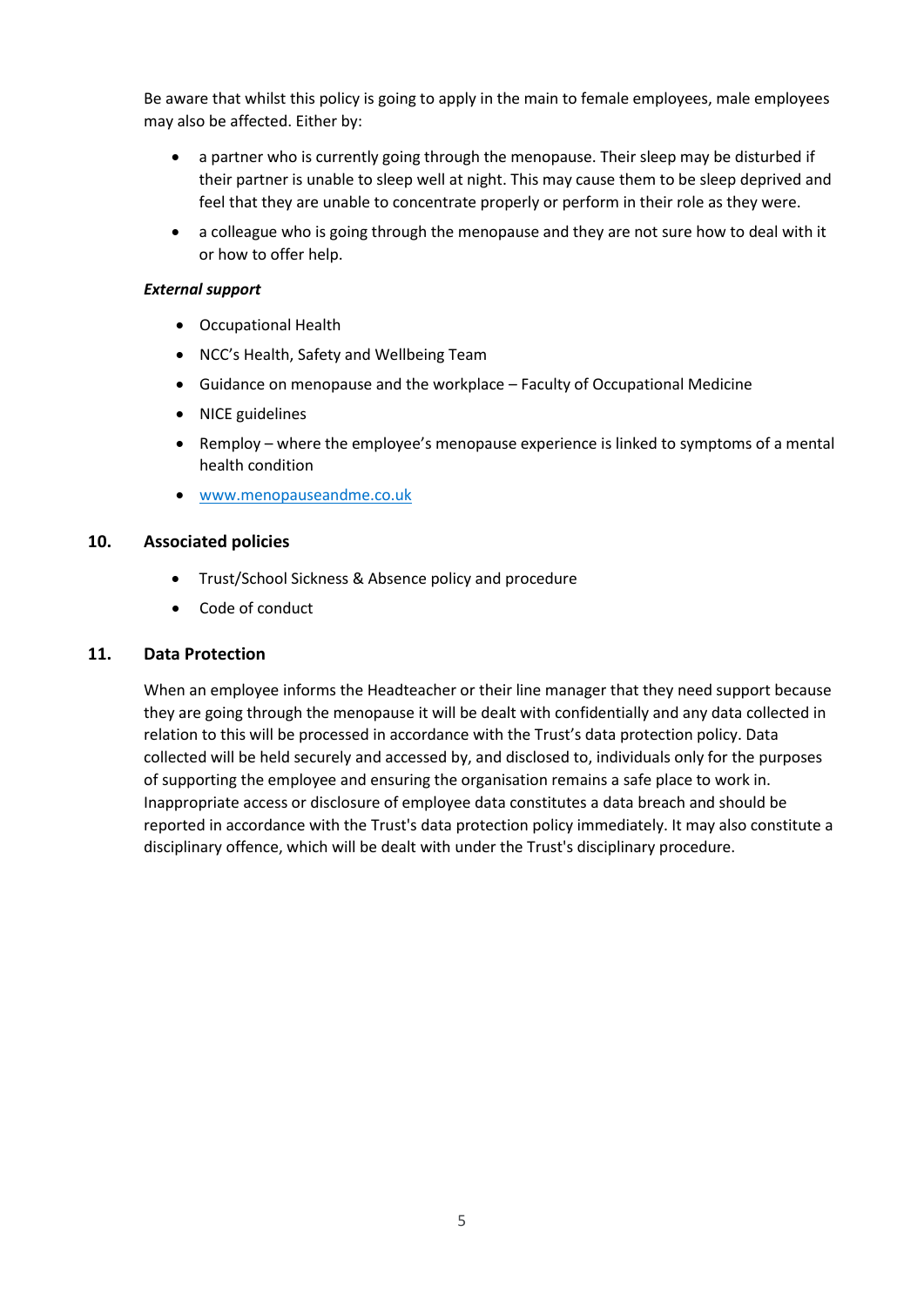Be aware that whilst this policy is going to apply in the main to female employees, male employees may also be affected. Either by:

- a partner who is currently going through the menopause. Their sleep may be disturbed if their partner is unable to sleep well at night. This may cause them to be sleep deprived and feel that they are unable to concentrate properly or perform in their role as they were.
- a colleague who is going through the menopause and they are not sure how to deal with it or how to offer help.

***External support***

- Occupational Health
- NCC's Health, Safety and Wellbeing Team
- Guidance on menopause and the workplace – Faculty of Occupational Medicine
- NICE guidelines
- Remploy – where the employee's menopause experience is linked to symptoms of a mental health condition
- [www.menopauseandme.co.uk](www.menopauseandme.co.uk)

## 10. Associated policies

- Trust/School Sickness & Absence policy and procedure
- Code of conduct

## 11. Data Protection

When an employee informs the Headteacher or their line manager that they need support because they are going through the menopause it will be dealt with confidentially and any data collected in relation to this will be processed in accordance with the Trust's data protection policy. Data collected will be held securely and accessed by, and disclosed to, individuals only for the purposes of supporting the employee and ensuring the organisation remains a safe place to work in. Inappropriate access or disclosure of employee data constitutes a data breach and should be reported in accordance with the Trust's data protection policy immediately. It may also constitute a disciplinary offence, which will be dealt with under the Trust's disciplinary procedure.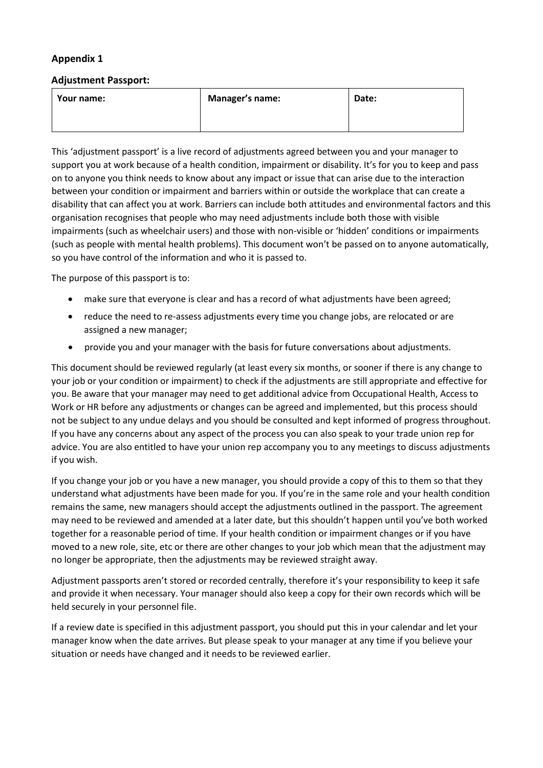**Appendix 1**

**Adjustment Passport:**

| Your name: | Manager's name: | Date: |
| --- | --- | --- |
| | | |

This 'adjustment passport' is a live record of adjustments agreed between you and your manager to support you at work because of a health condition, impairment or disability. It's for you to keep and pass on to anyone you think needs to know about any impact or issue that can arise due to the interaction between your condition or impairment and barriers within or outside the workplace that can create a disability that can affect you at work. Barriers can include both attitudes and environmental factors and this organisation recognises that people who may need adjustments include both those with visible impairments (such as wheelchair users) and those with non-visible or 'hidden' conditions or impairments (such as people with mental health problems). This document won't be passed on to anyone automatically, so you have control of the information and who it is passed to.

The purpose of this passport is to:

- make sure that everyone is clear and has a record of what adjustments have been agreed;
- reduce the need to re-assess adjustments every time you change jobs, are relocated or are assigned a new manager;
- provide you and your manager with the basis for future conversations about adjustments.

This document should be reviewed regularly (at least every six months, or sooner if there is any change to your job or your condition or impairment) to check if the adjustments are still appropriate and effective for you. Be aware that your manager may need to get additional advice from Occupational Health, Access to Work or HR before any adjustments or changes can be agreed and implemented, but this process should not be subject to any undue delays and you should be consulted and kept informed of progress throughout. If you have any concerns about any aspect of the process you can also speak to your trade union rep for advice. You are also entitled to have your union rep accompany you to any meetings to discuss adjustments if you wish.

If you change your job or you have a new manager, you should provide a copy of this to them so that they understand what adjustments have been made for you. If you're in the same role and your health condition remains the same, new managers should accept the adjustments outlined in the passport. The agreement may need to be reviewed and amended at a later date, but this shouldn't happen until you've both worked together for a reasonable period of time. If your health condition or impairment changes or if you have moved to a new role, site, etc or there are other changes to your job which mean that the adjustment may no longer be appropriate, then the adjustments may be reviewed straight away.

Adjustment passports aren't stored or recorded centrally, therefore it's your responsibility to keep it safe and provide it when necessary. Your manager should also keep a copy for their own records which will be held securely in your personnel file.

If a review date is specified in this adjustment passport, you should put this in your calendar and let your manager know when the date arrives. But please speak to your manager at any time if you believe your situation or needs have changed and it needs to be reviewed earlier.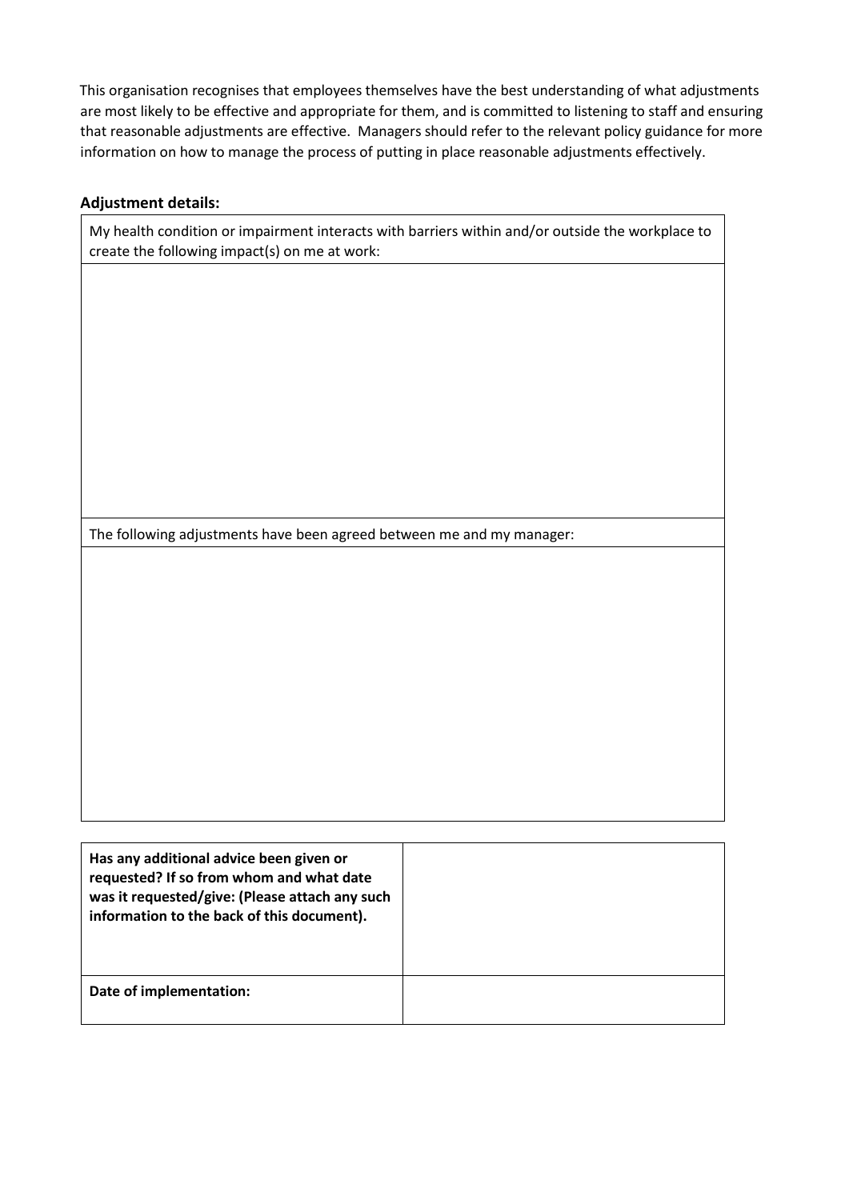This organisation recognises that employees themselves have the best understanding of what adjustments are most likely to be effective and appropriate for them, and is committed to listening to staff and ensuring that reasonable adjustments are effective. Managers should refer to the relevant policy guidance for more information on how to manage the process of putting in place reasonable adjustments effectively.

**Adjustment details:**

| My health condition or impairment interacts with barriers within and/or outside the workplace to create the following impact(s) on me at work: |
| --- |
| |
| The following adjustments have been agreed between me and my manager: |
| |

| | |
| --- | --- |
| **Has any additional advice been given or requested? If so from whom and what date was it requested/give: (Please attach any such information to the back of this document).** | |
| **Date of implementation:** | |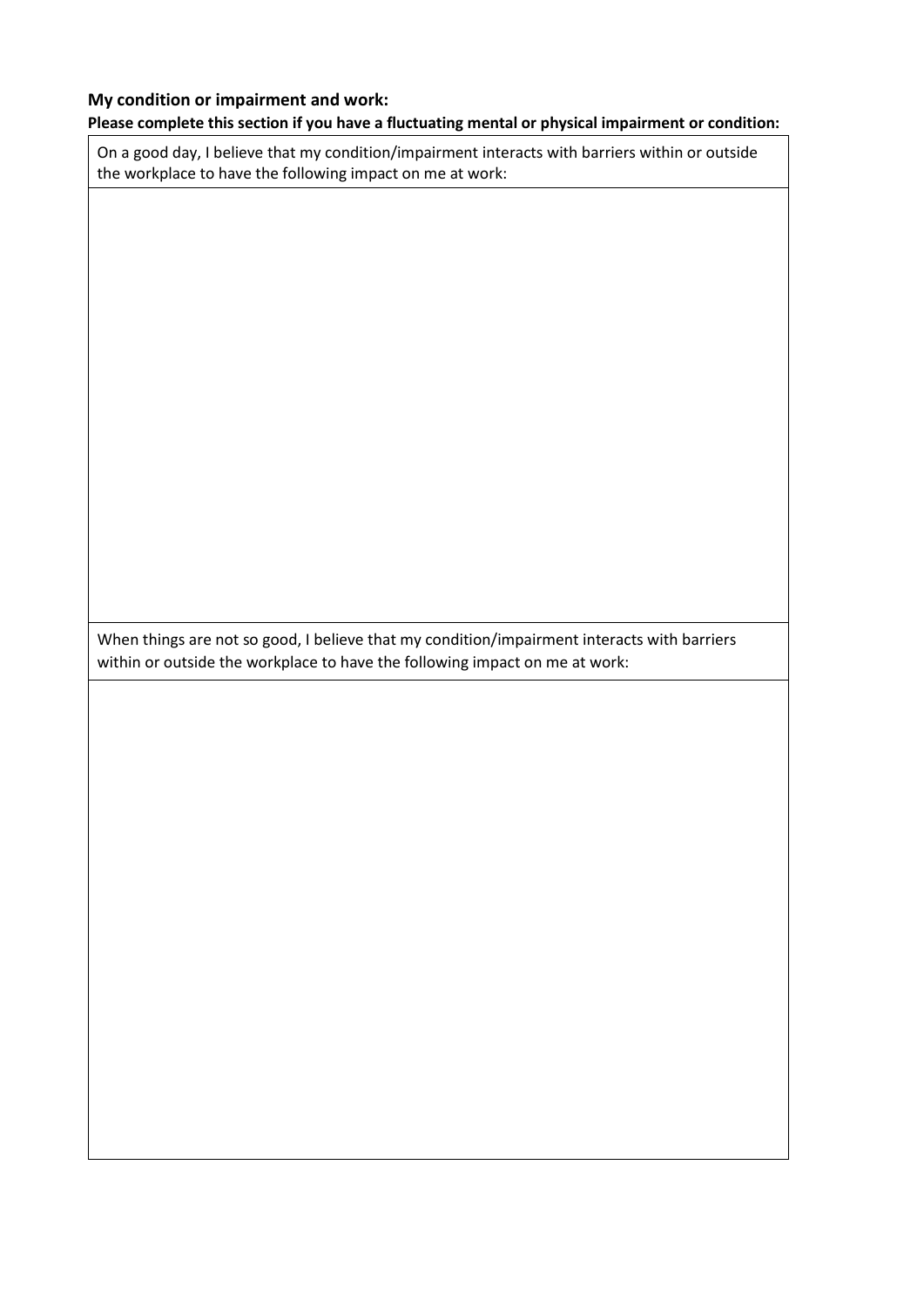**My condition or impairment and work:**

**Please complete this section if you have a fluctuating mental or physical impairment or condition:**

| On a good day, I believe that my condition/impairment interacts with barriers within or outside the workplace to have the following impact on me at work: |
| --- |
| |
| When things are not so good, I believe that my condition/impairment interacts with barriers within or outside the workplace to have the following impact on me at work: |
| |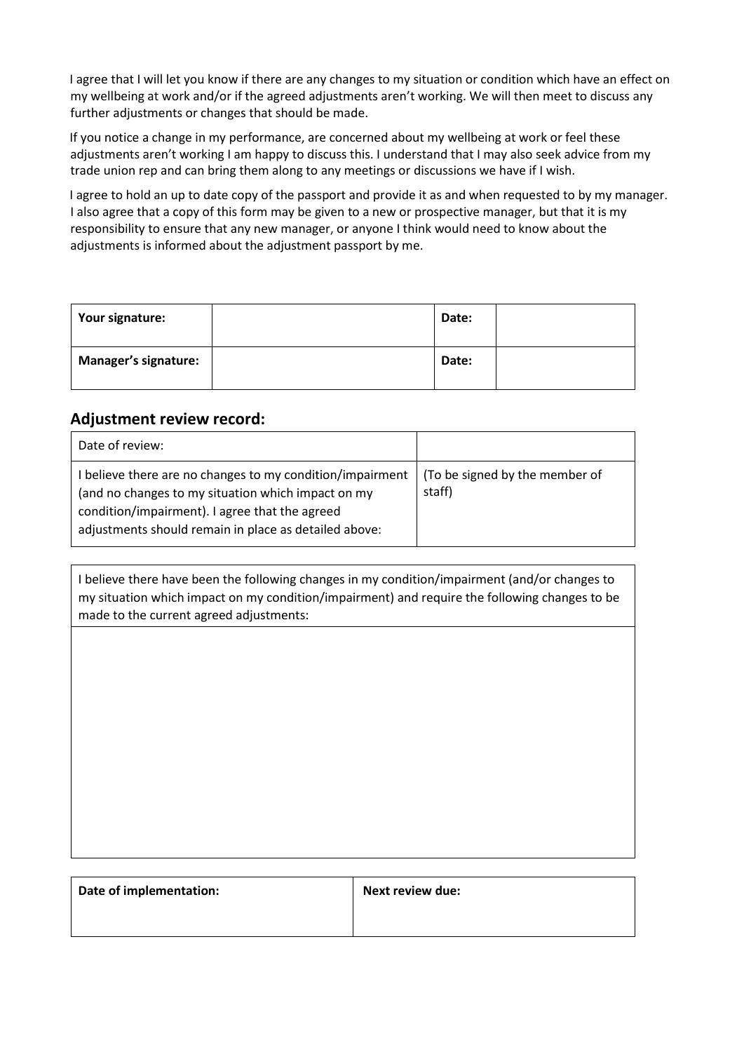I agree that I will let you know if there are any changes to my situation or condition which have an effect on my wellbeing at work and/or if the agreed adjustments aren't working. We will then meet to discuss any further adjustments or changes that should be made.

If you notice a change in my performance, are concerned about my wellbeing at work or feel these adjustments aren't working I am happy to discuss this. I understand that I may also seek advice from my trade union rep and can bring them along to any meetings or discussions we have if I wish.

I agree to hold an up to date copy of the passport and provide it as and when requested to by my manager. I also agree that a copy of this form may be given to a new or prospective manager, but that it is my responsibility to ensure that any new manager, or anyone I think would need to know about the adjustments is informed about the adjustment passport by me.

| | | | |
|---|---|---|---|
| **Your signature:** | | **Date:** | |
| **Manager's signature:** | | **Date:** | |

## Adjustment review record:

| | |
|---|---|
| Date of review: | |
| I believe there are no changes to my condition/impairment (and no changes to my situation which impact on my condition/impairment). I agree that the agreed adjustments should remain in place as detailed above: | (To be signed by the member of staff) |

| |
|---|
| I believe there have been the following changes in my condition/impairment (and/or changes to my situation which impact on my condition/impairment) and require the following changes to be made to the current agreed adjustments: |
| |

| | |
|---|---|
| **Date of implementation:** | **Next review due:** |